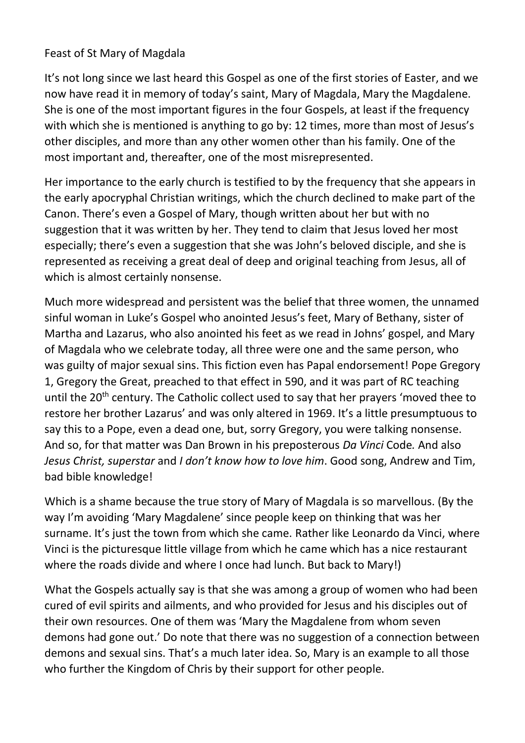Feast of St Mary of Magdala

It's not long since we last heard this Gospel as one of the first stories of Easter, and we now have read it in memory of today's saint, Mary of Magdala, Mary the Magdalene. She is one of the most important figures in the four Gospels, at least if the frequency with which she is mentioned is anything to go by: 12 times, more than most of Jesus's other disciples, and more than any other women other than his family. One of the most important and, thereafter, one of the most misrepresented.

Her importance to the early church is testified to by the frequency that she appears in the early apocryphal Christian writings, which the church declined to make part of the Canon. There's even a Gospel of Mary, though written about her but with no suggestion that it was written by her. They tend to claim that Jesus loved her most especially; there's even a suggestion that she was John's beloved disciple, and she is represented as receiving a great deal of deep and original teaching from Jesus, all of which is almost certainly nonsense.

Much more widespread and persistent was the belief that three women, the unnamed sinful woman in Luke's Gospel who anointed Jesus's feet, Mary of Bethany, sister of Martha and Lazarus, who also anointed his feet as we read in Johns' gospel, and Mary of Magdala who we celebrate today, all three were one and the same person, who was guilty of major sexual sins. This fiction even has Papal endorsement! Pope Gregory 1, Gregory the Great, preached to that effect in 590, and it was part of RC teaching until the 20th century. The Catholic collect used to say that her prayers 'moved thee to restore her brother Lazarus' and was only altered in 1969. It's a little presumptuous to say this to a Pope, even a dead one, but, sorry Gregory, you were talking nonsense. And so, for that matter was Dan Brown in his preposterous *Da Vinci* Code*.* And also *Jesus Christ, superstar* and *I don't know how to love him*. Good song, Andrew and Tim, bad bible knowledge!

Which is a shame because the true story of Mary of Magdala is so marvellous. (By the way I'm avoiding 'Mary Magdalene' since people keep on thinking that was her surname. It's just the town from which she came. Rather like Leonardo da Vinci, where Vinci is the picturesque little village from which he came which has a nice restaurant where the roads divide and where I once had lunch. But back to Mary!)

What the Gospels actually say is that she was among a group of women who had been cured of evil spirits and ailments, and who provided for Jesus and his disciples out of their own resources. One of them was 'Mary the Magdalene from whom seven demons had gone out.' Do note that there was no suggestion of a connection between demons and sexual sins. That's a much later idea. So, Mary is an example to all those who further the Kingdom of Chris by their support for other people.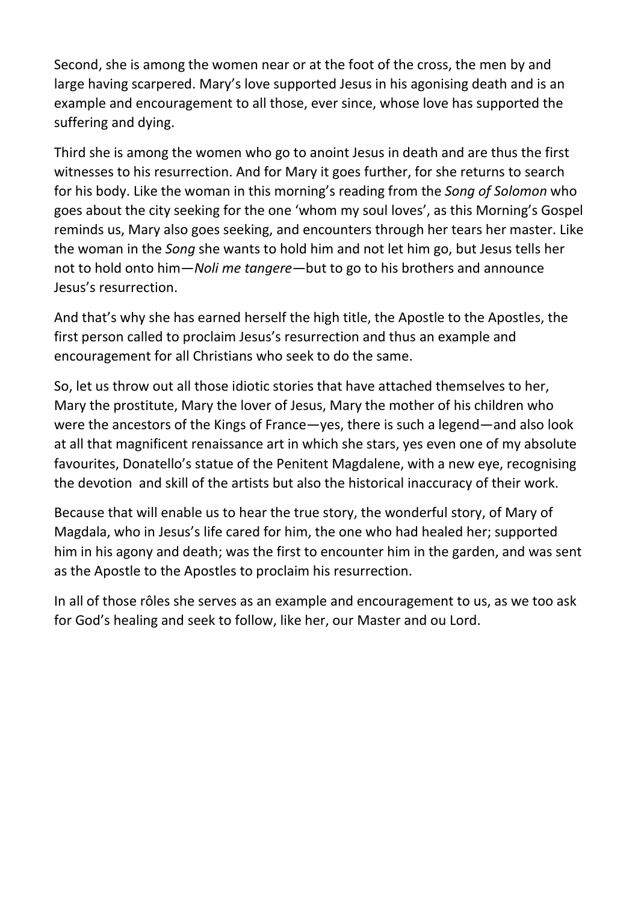Second, she is among the women near or at the foot of the cross, the men by and large having scarpered. Mary's love supported Jesus in his agonising death and is an example and encouragement to all those, ever since, whose love has supported the suffering and dying.

Third she is among the women who go to anoint Jesus in death and are thus the first witnesses to his resurrection. And for Mary it goes further, for she returns to search for his body. Like the woman in this morning's reading from the *Song of Solomon* who goes about the city seeking for the one 'whom my soul loves', as this Morning's Gospel reminds us, Mary also goes seeking, and encounters through her tears her master. Like the woman in the *Song* she wants to hold him and not let him go, but Jesus tells her not to hold onto him—*Noli me tangere*—but to go to his brothers and announce Jesus's resurrection.

And that's why she has earned herself the high title, the Apostle to the Apostles, the first person called to proclaim Jesus's resurrection and thus an example and encouragement for all Christians who seek to do the same.

So, let us throw out all those idiotic stories that have attached themselves to her, Mary the prostitute, Mary the lover of Jesus, Mary the mother of his children who were the ancestors of the Kings of France—yes, there is such a legend—and also look at all that magnificent renaissance art in which she stars, yes even one of my absolute favourites, Donatello's statue of the Penitent Magdalene, with a new eye, recognising the devotion and skill of the artists but also the historical inaccuracy of their work.

Because that will enable us to hear the true story, the wonderful story, of Mary of Magdala, who in Jesus's life cared for him, the one who had healed her; supported him in his agony and death; was the first to encounter him in the garden, and was sent as the Apostle to the Apostles to proclaim his resurrection.

In all of those rôles she serves as an example and encouragement to us, as we too ask for God's healing and seek to follow, like her, our Master and ou Lord.